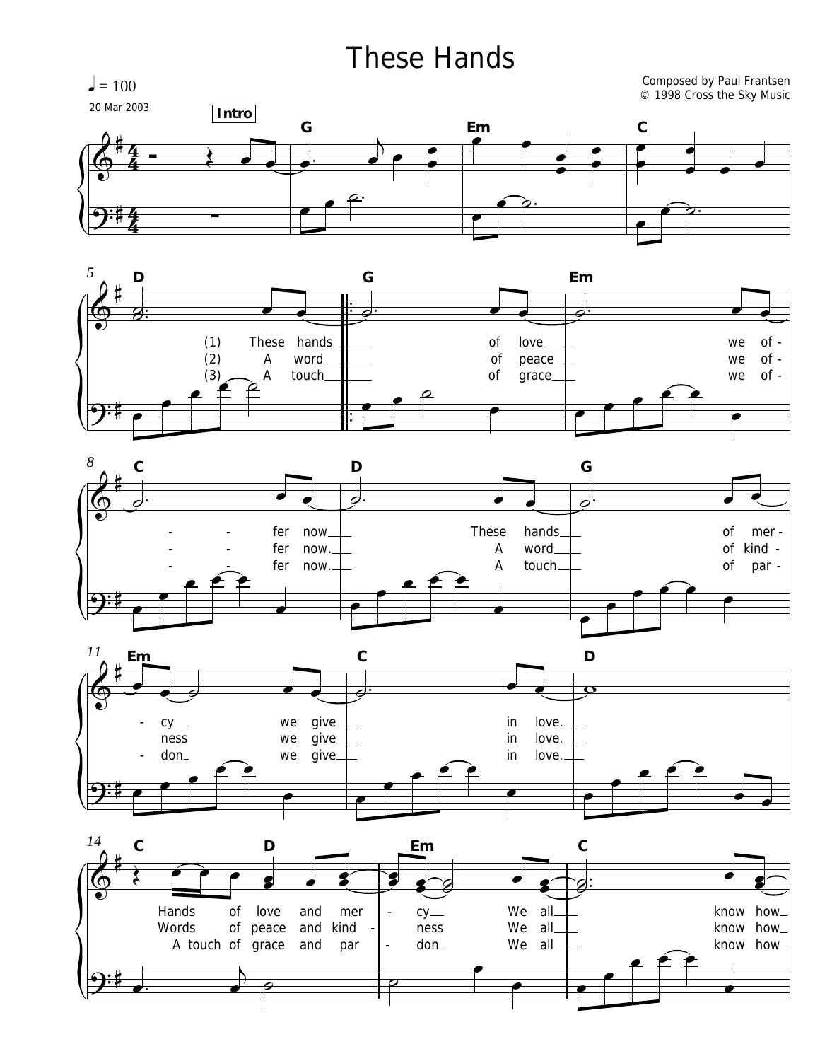# These Hands

♩ = 100

20 Mar 2003

Composed by Paul Frantsen
© 1998 Cross the Sky Music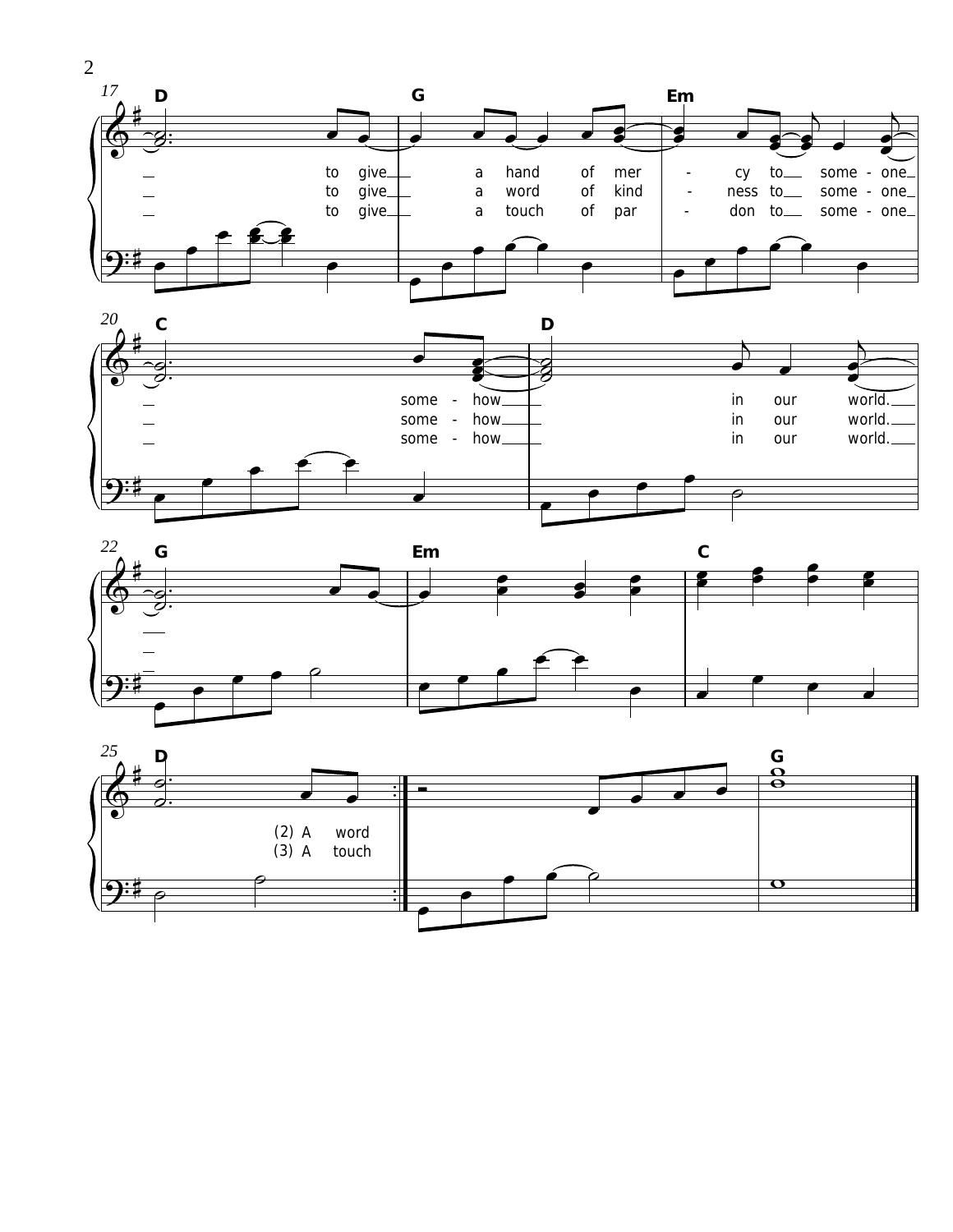to give a hand of mercy to someone somehow in our world.

to give a word of kindness to someone somehow in our world.

to give a touch of pardon to someone somehow in our world.

(2) A word

(3) A touch